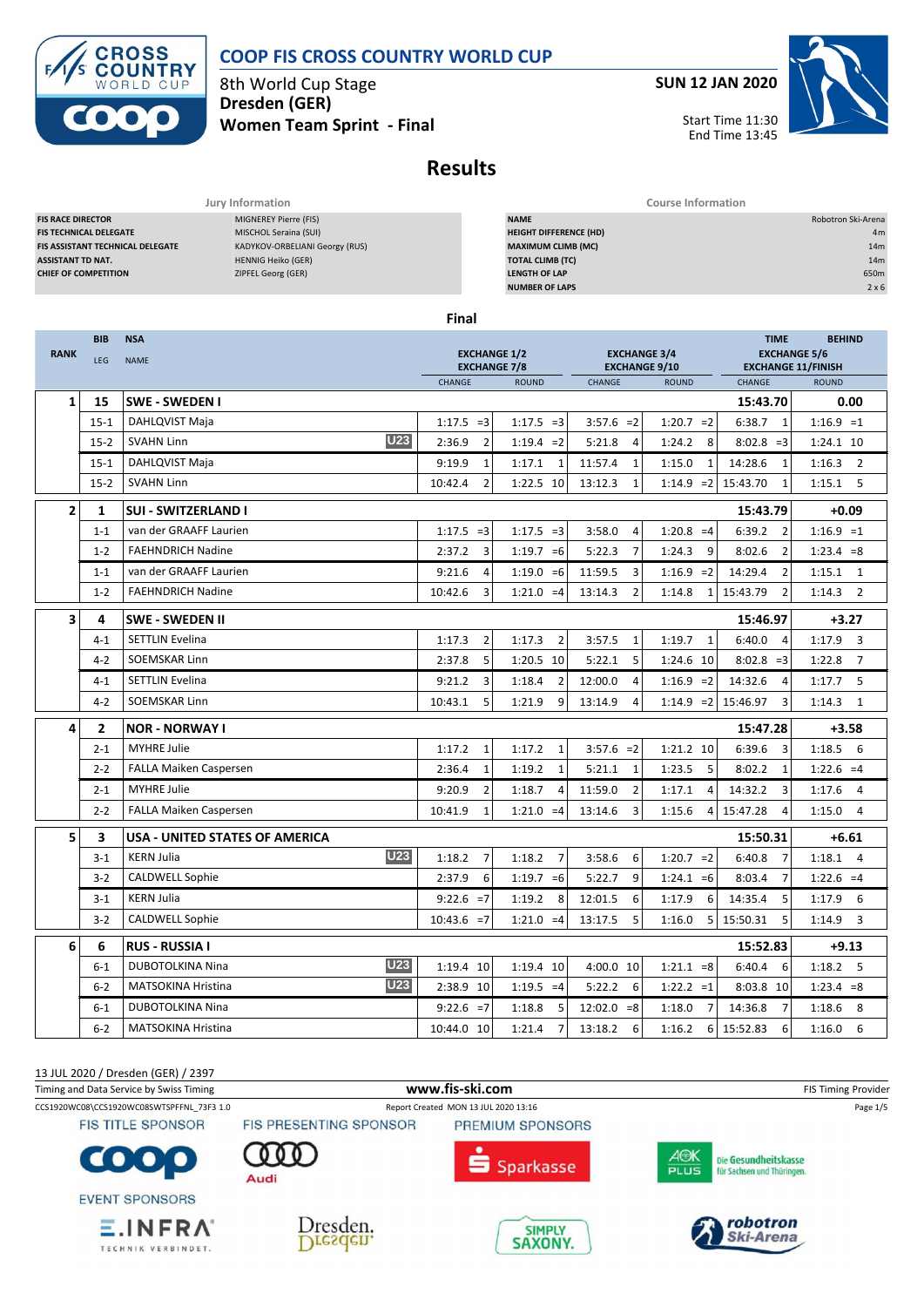# COOP FIS CROSS COUNTRY WORLD CUP

8th World Cup Stage
**Dresden (GER)**
**Women Team Sprint - Final**

**SUN 12 JAN 2020**

Start Time 11:30
End Time 13:45

## Results

| Jury Information | |
|---|---|
| FIS RACE DIRECTOR | MIGNEREY Pierre (FIS) |
| FIS TECHNICAL DELEGATE | MISCHOL Seraina (SUI) |
| FIS ASSISTANT TECHNICAL DELEGATE | KADYKOV-ORBELIANI Georgy (RUS) |
| ASSISTANT TD NAT. | HENNIG Heiko (GER) |
| CHIEF OF COMPETITION | ZIPFEL Georg (GER) |

| Course Information | |
|---|---|
| NAME | Robotron Ski-Arena |
| HEIGHT DIFFERENCE (HD) | 4m |
| MAXIMUM CLIMB (MC) | 14m |
| TOTAL CLIMB (TC) | 14m |
| LENGTH OF LAP | 650m |
| NUMBER OF LAPS | 2 x 6 |

### Final

| RANK | BIB / LEG | NSA / NAME | | EXCHANGE 1/2, EXCHANGE 7/8 CHANGE | ROUND | EXCHANGE 3/4, EXCHANGE 9/10 CHANGE | ROUND | TIME / EXCHANGE 5/6, EXCHANGE 11/FINISH CHANGE | BEHIND / ROUND |
|---|---|---|---|---|---|---|---|---|---|
| 1 | 15 | SWE - SWEDEN I | | | | | | 15:43.70 | 0.00 |
| | 15-1 | DAHLQVIST Maja | | 1:17.5 =3 | 1:17.5 =3 | 3:57.6 =2 | 1:20.7 =2 | 6:38.7 1 | 1:16.9 =1 |
| | 15-2 | SVAHN Linn | U23 | 2:36.9 2 | 1:19.4 =2 | 5:21.8 4 | 1:24.2 8 | 8:02.8 =3 | 1:24.1 10 |
| | 15-1 | DAHLQVIST Maja | | 9:19.9 1 | 1:17.1 1 | 11:57.4 1 | 1:15.0 1 | 14:28.6 1 | 1:16.3 2 |
| | 15-2 | SVAHN Linn | | 10:42.4 2 | 1:22.5 10 | 13:12.3 1 | 1:14.9 =2 | 15:43.70 1 | 1:15.1 5 |
| 2 | 1 | SUI - SWITZERLAND I | | | | | | 15:43.79 | +0.09 |
| | 1-1 | van der GRAAFF Laurien | | 1:17.5 =3 | 1:17.5 =3 | 3:58.0 4 | 1:20.8 =4 | 6:39.2 2 | 1:16.9 =1 |
| | 1-2 | FAEHNDRICH Nadine | | 2:37.2 3 | 1:19.7 =6 | 5:22.3 7 | 1:24.3 9 | 8:02.6 2 | 1:23.4 =8 |
| | 1-1 | van der GRAAFF Laurien | | 9:21.6 4 | 1:19.0 =6 | 11:59.5 3 | 1:16.9 =2 | 14:29.4 2 | 1:15.1 1 |
| | 1-2 | FAEHNDRICH Nadine | | 10:42.6 3 | 1:21.0 =4 | 13:14.3 2 | 1:14.8 1 | 15:43.79 2 | 1:14.3 2 |
| 3 | 4 | SWE - SWEDEN II | | | | | | 15:46.97 | +3.27 |
| | 4-1 | SETTLIN Evelina | | 1:17.3 2 | 1:17.3 2 | 3:57.5 1 | 1:19.7 1 | 6:40.0 4 | 1:17.9 3 |
| | 4-2 | SOEMSKAR Linn | | 2:37.8 5 | 1:20.5 10 | 5:22.1 5 | 1:24.6 10 | 8:02.8 =3 | 1:22.8 7 |
| | 4-1 | SETTLIN Evelina | | 9:21.2 3 | 1:18.4 2 | 12:00.0 4 | 1:16.9 =2 | 14:32.6 4 | 1:17.7 5 |
| | 4-2 | SOEMSKAR Linn | | 10:43.1 5 | 1:21.9 9 | 13:14.9 4 | 1:14.9 =2 | 15:46.97 3 | 1:14.3 1 |
| 4 | 2 | NOR - NORWAY I | | | | | | 15:47.28 | +3.58 |
| | 2-1 | MYHRE Julie | | 1:17.2 1 | 1:17.2 1 | 3:57.6 =2 | 1:21.2 10 | 6:39.6 3 | 1:18.5 6 |
| | 2-2 | FALLA Maiken Caspersen | | 2:36.4 1 | 1:19.2 1 | 5:21.1 1 | 1:23.5 5 | 8:02.2 1 | 1:22.6 =4 |
| | 2-1 | MYHRE Julie | | 9:20.9 2 | 1:18.7 4 | 11:59.0 2 | 1:17.1 4 | 14:32.2 3 | 1:17.6 4 |
| | 2-2 | FALLA Maiken Caspersen | | 10:41.9 1 | 1:21.0 =4 | 13:14.6 3 | 1:15.6 4 | 15:47.28 4 | 1:15.0 4 |
| 5 | 3 | USA - UNITED STATES OF AMERICA | | | | | | 15:50.31 | +6.61 |
| | 3-1 | KERN Julia | U23 | 1:18.2 7 | 1:18.2 7 | 3:58.6 6 | 1:20.7 =2 | 6:40.8 7 | 1:18.1 4 |
| | 3-2 | CALDWELL Sophie | | 2:37.9 6 | 1:19.7 =6 | 5:22.7 9 | 1:24.1 =6 | 8:03.4 7 | 1:22.6 =4 |
| | 3-1 | KERN Julia | | 9:22.6 =7 | 1:19.2 8 | 12:01.5 6 | 1:17.9 6 | 14:35.4 5 | 1:17.9 6 |
| | 3-2 | CALDWELL Sophie | | 10:43.6 =7 | 1:21.0 =4 | 13:17.5 5 | 1:16.0 5 | 15:50.31 5 | 1:14.9 3 |
| 6 | 6 | RUS - RUSSIA I | | | | | | 15:52.83 | +9.13 |
| | 6-1 | DUBOTOLKINA Nina | U23 | 1:19.4 10 | 1:19.4 10 | 4:00.0 10 | 1:21.1 =8 | 6:40.4 6 | 1:18.2 5 |
| | 6-2 | MATSOKINA Hristina | U23 | 2:38.9 10 | 1:19.5 =4 | 5:22.2 6 | 1:22.2 =1 | 8:03.8 10 | 1:23.4 =8 |
| | 6-1 | DUBOTOLKINA Nina | | 9:22.6 =7 | 1:18.8 5 | 12:02.0 =8 | 1:18.0 7 | 14:36.8 7 | 1:18.6 8 |
| | 6-2 | MATSOKINA Hristina | | 10:44.0 10 | 1:21.4 7 | 13:18.2 6 | 1:16.2 6 | 15:52.83 6 | 1:16.0 6 |

13 JUL 2020 / Dresden (GER) / 2397

Timing and Data Service by Swiss Timing — www.fis-ski.com — FIS Timing Provider

CCS1920WC08\CCS1920WC08SWTSPFFNL_73F3 1.0 — Report Created MON 13 JUL 2020 13:16

FIS TITLE SPONSOR — FIS PRESENTING SPONSOR — PREMIUM SPONSORS — EVENT SPONSORS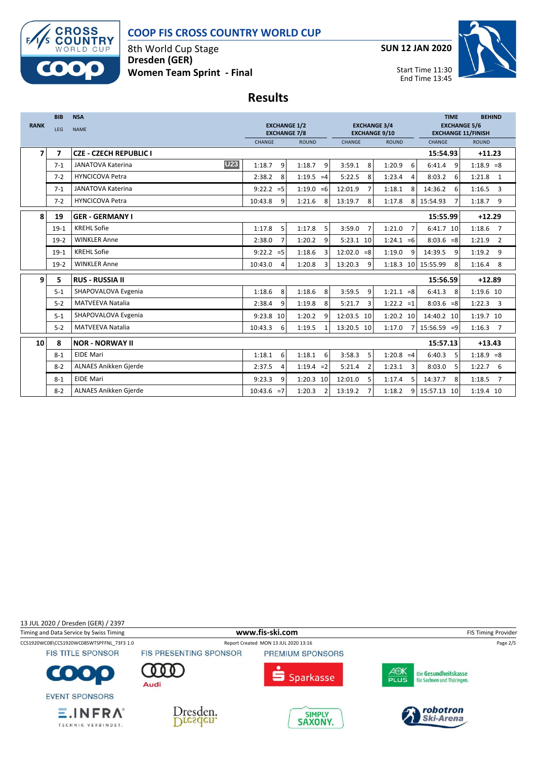# COOP FIS CROSS COUNTRY WORLD CUP

8th World Cup Stage
**Dresden (GER)**
**Women Team Sprint - Final**

**SUN 12 JAN 2020**

Start Time 11:30
End Time 13:45

## Results

| RANK | BIB / LEG | NSA / NAME | | EXCHANGE 1/2 / EXCHANGE 7/8 CHANGE | | EXCHANGE 1/2 / EXCHANGE 7/8 ROUND | | EXCHANGE 3/4 / EXCHANGE 9/10 CHANGE | | EXCHANGE 3/4 / EXCHANGE 9/10 ROUND | | TIME / EXCHANGE 5/6 / EXCHANGE 11/FINISH CHANGE | | BEHIND / ROUND | |
|---|---|---|---|---|---|---|---|---|---|---|---|---|---|---|---|
| 7 | 7 | CZE - CZECH REPUBLIC I | | | | | | | | | | 15:54.93 | | +11.23 | |
| | 7-1 | JANATOVA Katerina | U23 | 1:18.7 | 9 | 1:18.7 | 9 | 3:59.1 | 8 | 1:20.9 | 6 | 6:41.4 | 9 | 1:18.9 | =8 |
| | 7-2 | HYNCICOVA Petra | | 2:38.2 | 8 | 1:19.5 | =4 | 5:22.5 | 8 | 1:23.4 | 4 | 8:03.2 | 6 | 1:21.8 | 1 |
| | 7-1 | JANATOVA Katerina | | 9:22.2 | =5 | 1:19.0 | =6 | 12:01.9 | 7 | 1:18.1 | 8 | 14:36.2 | 6 | 1:16.5 | 3 |
| | 7-2 | HYNCICOVA Petra | | 10:43.8 | 9 | 1:21.6 | 8 | 13:19.7 | 8 | 1:17.8 | 8 | 15:54.93 | 7 | 1:18.7 | 9 |
| 8 | 19 | GER - GERMANY I | | | | | | | | | | 15:55.99 | | +12.29 | |
| | 19-1 | KREHL Sofie | | 1:17.8 | 5 | 1:17.8 | 5 | 3:59.0 | 7 | 1:21.0 | 7 | 6:41.7 | 10 | 1:18.6 | 7 |
| | 19-2 | WINKLER Anne | | 2:38.0 | 7 | 1:20.2 | 9 | 5:23.1 | 10 | 1:24.1 | =6 | 8:03.6 | =8 | 1:21.9 | 2 |
| | 19-1 | KREHL Sofie | | 9:22.2 | =5 | 1:18.6 | 3 | 12:02.0 | =8 | 1:19.0 | 9 | 14:39.5 | 9 | 1:19.2 | 9 |
| | 19-2 | WINKLER Anne | | 10:43.0 | 4 | 1:20.8 | 3 | 13:20.3 | 9 | 1:18.3 | 10 | 15:55.99 | 8 | 1:16.4 | 8 |
| 9 | 5 | RUS - RUSSIA II | | | | | | | | | | 15:56.59 | | +12.89 | |
| | 5-1 | SHAPOVALOVA Evgenia | | 1:18.6 | 8 | 1:18.6 | 8 | 3:59.5 | 9 | 1:21.1 | =8 | 6:41.3 | 8 | 1:19.6 | 10 |
| | 5-2 | MATVEEVA Natalia | | 2:38.4 | 9 | 1:19.8 | 8 | 5:21.7 | 3 | 1:22.2 | =1 | 8:03.6 | =8 | 1:22.3 | 3 |
| | 5-1 | SHAPOVALOVA Evgenia | | 9:23.8 | 10 | 1:20.2 | 9 | 12:03.5 | 10 | 1:20.2 | 10 | 14:40.2 | 10 | 1:19.7 | 10 |
| | 5-2 | MATVEEVA Natalia | | 10:43.3 | 6 | 1:19.5 | 1 | 13:20.5 | 10 | 1:17.0 | 7 | 15:56.59 | =9 | 1:16.3 | 7 |
| 10 | 8 | NOR - NORWAY II | | | | | | | | | | 15:57.13 | | +13.43 | |
| | 8-1 | EIDE Mari | | 1:18.1 | 6 | 1:18.1 | 6 | 3:58.3 | 5 | 1:20.8 | =4 | 6:40.3 | 5 | 1:18.9 | =8 |
| | 8-2 | ALNAES Anikken Gjerde | | 2:37.5 | 4 | 1:19.4 | =2 | 5:21.4 | 2 | 1:23.1 | 3 | 8:03.0 | 5 | 1:22.7 | 6 |
| | 8-1 | EIDE Mari | | 9:23.3 | 9 | 1:20.3 | 10 | 12:01.0 | 5 | 1:17.4 | 5 | 14:37.7 | 8 | 1:18.5 | 7 |
| | 8-2 | ALNAES Anikken Gjerde | | 10:43.6 | =7 | 1:20.3 | 2 | 13:19.2 | 7 | 1:18.2 | 9 | 15:57.13 | 10 | 1:19.4 | 10 |

13 JUL 2020 / Dresden (GER) / 2397

Timing and Data Service by Swiss Timing — www.fis-ski.com — FIS Timing Provider

CCS1920WC08\CCS1920WC08SWTSPFFNL_73F3 1.0 — Report Created MON 13 JUL 2020 13:16

FIS TITLE SPONSOR — FIS PRESENTING SPONSOR — PREMIUM SPONSORS

EVENT SPONSORS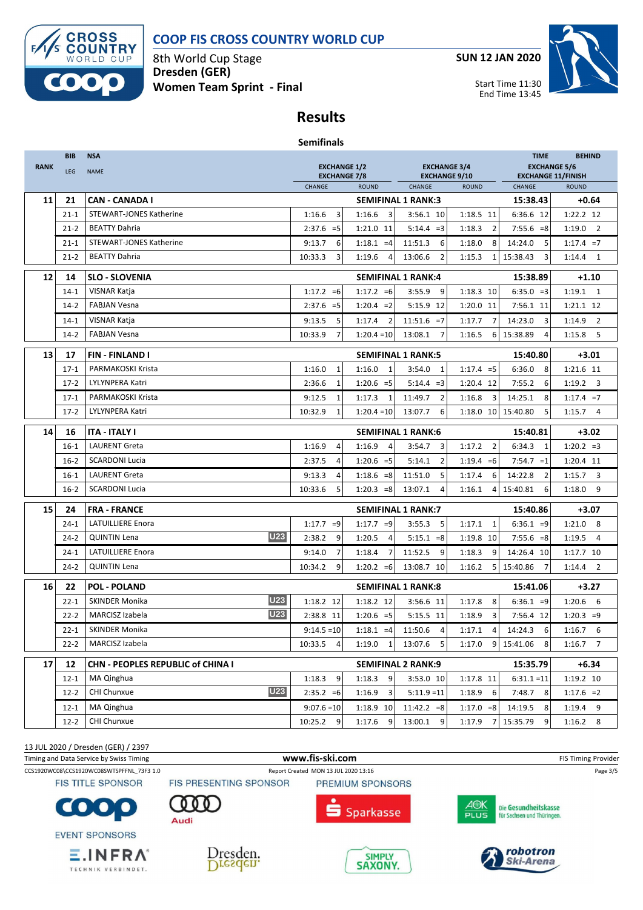# COOP FIS CROSS COUNTRY WORLD CUP

8th World Cup Stage
**Dresden (GER)**
**Women Team Sprint - Final**

**SUN 12 JAN 2020**

Start Time 11:30
End Time 13:45

## Results

### Semifinals

| RANK | BIB / LEG | NSA / NAME | EXCHANGE 1/2 / EXCHANGE 7/8 CHANGE | ROUND | EXCHANGE 3/4 / EXCHANGE 9/10 CHANGE | ROUND | TIME / EXCHANGE 5/6 / EXCHANGE 11/FINISH CHANGE | BEHIND / ROUND |
|---|---|---|---|---|---|---|---|---|
| **11** | **21** | **CAN - CANADA I** | | **SEMIFINAL 1 RANK:3** | | | **15:38.43** | **+0.64** |
| | 21-1 | STEWART-JONES Katherine | 1:16.6 3 | 1:16.6 3 | 3:56.1 10 | 1:18.5 11 | 6:36.6 12 | 1:22.2 12 |
| | 21-2 | BEATTY Dahria | 2:37.6 =5 | 1:21.0 11 | 5:14.4 =3 | 1:18.3 2 | 7:55.6 =8 | 1:19.0 2 |
| | 21-1 | STEWART-JONES Katherine | 9:13.7 6 | 1:18.1 =4 | 11:51.3 6 | 1:18.0 8 | 14:24.0 5 | 1:17.4 =7 |
| | 21-2 | BEATTY Dahria | 10:33.3 3 | 1:19.6 4 | 13:06.6 2 | 1:15.3 1 | 15:38.43 3 | 1:14.4 1 |
| **12** | **14** | **SLO - SLOVENIA** | | **SEMIFINAL 1 RANK:4** | | | **15:38.89** | **+1.10** |
| | 14-1 | VISNAR Katja | 1:17.2 =6 | 1:17.2 =6 | 3:55.9 9 | 1:18.3 10 | 6:35.0 =3 | 1:19.1 1 |
| | 14-2 | FABJAN Vesna | 2:37.6 =5 | 1:20.4 =2 | 5:15.9 12 | 1:20.0 11 | 7:56.1 11 | 1:21.1 12 |
| | 14-1 | VISNAR Katja | 9:13.5 5 | 1:17.4 2 | 11:51.6 =7 | 1:17.7 7 | 14:23.0 3 | 1:14.9 2 |
| | 14-2 | FABJAN Vesna | 10:33.9 7 | 1:20.4 =10 | 13:08.1 7 | 1:16.5 6 | 15:38.89 4 | 1:15.8 5 |
| **13** | **17** | **FIN - FINLAND I** | | **SEMIFINAL 1 RANK:5** | | | **15:40.80** | **+3.01** |
| | 17-1 | PARMAKOSKI Krista | 1:16.0 1 | 1:16.0 1 | 3:54.0 1 | 1:17.4 =5 | 6:36.0 8 | 1:21.6 11 |
| | 17-2 | LYLYNPERA Katri | 2:36.6 1 | 1:20.6 =5 | 5:14.4 =3 | 1:20.4 12 | 7:55.2 6 | 1:19.2 3 |
| | 17-1 | PARMAKOSKI Krista | 9:12.5 1 | 1:17.3 1 | 11:49.7 2 | 1:16.8 3 | 14:25.1 8 | 1:17.4 =7 |
| | 17-2 | LYLYNPERA Katri | 10:32.9 1 | 1:20.4 =10 | 13:07.7 6 | 1:18.0 10 | 15:40.80 5 | 1:15.7 4 |
| **14** | **16** | **ITA - ITALY I** | | **SEMIFINAL 1 RANK:6** | | | **15:40.81** | **+3.02** |
| | 16-1 | LAURENT Greta | 1:16.9 4 | 1:16.9 4 | 3:54.7 3 | 1:17.2 2 | 6:34.3 1 | 1:20.2 =3 |
| | 16-2 | SCARDONI Lucia | 2:37.5 4 | 1:20.6 =5 | 5:14.1 2 | 1:19.4 =6 | 7:54.7 =1 | 1:20.4 11 |
| | 16-1 | LAURENT Greta | 9:13.3 4 | 1:18.6 =8 | 11:51.0 5 | 1:17.4 6 | 14:22.8 2 | 1:15.7 3 |
| | 16-2 | SCARDONI Lucia | 10:33.6 5 | 1:20.3 =8 | 13:07.1 4 | 1:16.1 4 | 15:40.81 6 | 1:18.0 9 |
| **15** | **24** | **FRA - FRANCE** | | **SEMIFINAL 1 RANK:7** | | | **15:40.86** | **+3.07** |
| | 24-1 | LATUILLIERE Enora | 1:17.7 =9 | 1:17.7 =9 | 3:55.3 5 | 1:17.1 1 | 6:36.1 =9 | 1:21.0 8 |
| | 24-2 | QUINTIN Lena U23 | 2:38.2 9 | 1:20.5 4 | 5:15.1 =8 | 1:19.8 10 | 7:55.6 =8 | 1:19.5 4 |
| | 24-1 | LATUILLIERE Enora | 9:14.0 7 | 1:18.4 7 | 11:52.5 9 | 1:18.3 9 | 14:26.4 10 | 1:17.7 10 |
| | 24-2 | QUINTIN Lena | 10:34.2 9 | 1:20.2 =6 | 13:08.7 10 | 1:16.2 5 | 15:40.86 7 | 1:14.4 2 |
| **16** | **22** | **POL - POLAND** | | **SEMIFINAL 1 RANK:8** | | | **15:41.06** | **+3.27** |
| | 22-1 | SKINDER Monika U23 | 1:18.2 12 | 1:18.2 12 | 3:56.6 11 | 1:17.8 8 | 6:36.1 =9 | 1:20.6 6 |
| | 22-2 | MARCISZ Izabela U23 | 2:38.8 11 | 1:20.6 =5 | 5:15.5 11 | 1:18.9 3 | 7:56.4 12 | 1:20.3 =9 |
| | 22-1 | SKINDER Monika | 9:14.5 =10 | 1:18.1 =4 | 11:50.6 4 | 1:17.1 4 | 14:24.3 6 | 1:16.7 6 |
| | 22-2 | MARCISZ Izabela | 10:33.5 4 | 1:19.0 1 | 13:07.6 5 | 1:17.0 9 | 15:41.06 8 | 1:16.7 7 |
| **17** | **12** | **CHN - PEOPLES REPUBLIC of CHINA I** | | **SEMIFINAL 2 RANK:9** | | | **15:35.79** | **+6.34** |
| | 12-1 | MA Qinghua | 1:18.3 9 | 1:18.3 9 | 3:53.0 10 | 1:17.8 11 | 6:31.1 =11 | 1:19.2 10 |
| | 12-2 | CHI Chunxue U23 | 2:35.2 =6 | 1:16.9 3 | 5:11.9 =11 | 1:18.9 6 | 7:48.7 8 | 1:17.6 =2 |
| | 12-1 | MA Qinghua | 9:07.6 =10 | 1:18.9 10 | 11:42.2 =8 | 1:17.0 =8 | 14:19.5 8 | 1:19.4 9 |
| | 12-2 | CHI Chunxue | 10:25.2 9 | 1:17.6 9 | 13:00.1 9 | 1:17.9 7 | 15:35.79 9 | 1:16.2 8 |

13 JUL 2020 / Dresden (GER) / 2397

Timing and Data Service by Swiss Timing — www.fis-ski.com — FIS Timing Provider

CCS1920WC08\CCS1920WC08SWTSPFFNL_73F3 1.0 — Report Created MON 13 JUL 2020 13:16

FIS TITLE SPONSOR: COOP — FIS PRESENTING SPONSOR: Audi — PREMIUM SPONSORS: Sparkasse, AOK PLUS Die Gesundheitskasse für Sachsen und Thüringen

EVENT SPONSORS: E.INFRA Technik verbindet., Dresden., Simply Saxony., robotron Ski-Arena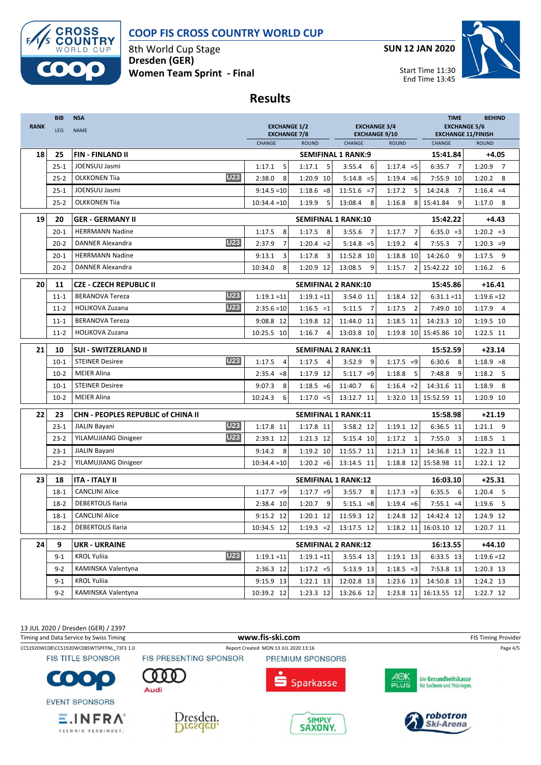# COOP FIS CROSS COUNTRY WORLD CUP

8th World Cup Stage
Dresden (GER)
**Women Team Sprint - Final**

**SUN 12 JAN 2020**

Start Time 11:30
End Time 13:45

## Results

| RANK | BIB / LEG | NSA / NAME | | EXCHANGE 1/2 / EXCHANGE 7/8 CHANGE | ROUND | EXCHANGE 3/4 / EXCHANGE 9/10 CHANGE | ROUND | TIME / EXCHANGE 5/6 / EXCHANGE 11/FINISH CHANGE | BEHIND / ROUND |
|---|---|---|---|---|---|---|---|---|---|
| 18 | 25 | FIN - FINLAND II | | SEMIFINAL 1 RANK:9 | | | | 15:41.84 | +4.05 |
| | 25-1 | JOENSUU Jasmi | | 1:17.1 5 | 1:17.1 5 | 3:55.4 6 | 1:17.4 =5 | 6:35.7 7 | 1:20.9 7 |
| | 25-2 | OLKKONEN Tiia | U23 | 2:38.0 8 | 1:20.9 10 | 5:14.8 =5 | 1:19.4 =6 | 7:55.9 10 | 1:20.2 8 |
| | 25-1 | JOENSUU Jasmi | | 9:14.5 =10 | 1:18.6 =8 | 11:51.6 =7 | 1:17.2 5 | 14:24.8 7 | 1:16.4 =4 |
| | 25-2 | OLKKONEN Tiia | | 10:34.4 =10 | 1:19.9 5 | 13:08.4 8 | 1:16.8 8 | 15:41.84 9 | 1:17.0 8 |
| 19 | 20 | GER - GERMANY II | | SEMIFINAL 1 RANK:10 | | | | 15:42.22 | +4.43 |
| | 20-1 | HERRMANN Nadine | | 1:17.5 8 | 1:17.5 8 | 3:55.6 7 | 1:17.7 7 | 6:35.0 =3 | 1:20.2 =3 |
| | 20-2 | DANNER Alexandra | U23 | 2:37.9 7 | 1:20.4 =2 | 5:14.8 =5 | 1:19.2 4 | 7:55.3 7 | 1:20.3 =9 |
| | 20-1 | HERRMANN Nadine | | 9:13.1 3 | 1:17.8 3 | 11:52.8 10 | 1:18.8 10 | 14:26.0 9 | 1:17.5 9 |
| | 20-2 | DANNER Alexandra | | 10:34.0 8 | 1:20.9 12 | 13:08.5 9 | 1:15.7 2 | 15:42.22 10 | 1:16.2 6 |
| 20 | 11 | CZE - CZECH REPUBLIC II | | SEMIFINAL 2 RANK:10 | | | | 15:45.86 | +16.41 |
| | 11-1 | BERANOVA Tereza | U23 | 1:19.1 =11 | 1:19.1 =11 | 3:54.0 11 | 1:18.4 12 | 6:31.1 =11 | 1:19.6 =12 |
| | 11-2 | HOLIKOVA Zuzana | U23 | 2:35.6 =10 | 1:16.5 =1 | 5:11.5 7 | 1:17.5 2 | 7:49.0 10 | 1:17.9 4 |
| | 11-1 | BERANOVA Tereza | | 9:08.8 12 | 1:19.8 12 | 11:44.0 11 | 1:18.5 11 | 14:23.3 10 | 1:19.5 10 |
| | 11-2 | HOLIKOVA Zuzana | | 10:25.5 10 | 1:16.7 4 | 13:03.8 10 | 1:19.8 10 | 15:45.86 10 | 1:22.5 11 |
| 21 | 10 | SUI - SWITZERLAND II | | SEMIFINAL 2 RANK:11 | | | | 15:52.59 | +23.14 |
| | 10-1 | STEINER Desiree | U23 | 1:17.5 4 | 1:17.5 4 | 3:52.9 9 | 1:17.5 =9 | 6:30.6 8 | 1:18.9 =8 |
| | 10-2 | MEIER Alina | | 2:35.4 =8 | 1:17.9 12 | 5:11.7 =9 | 1:18.8 5 | 7:48.8 9 | 1:18.2 5 |
| | 10-1 | STEINER Desiree | | 9:07.3 8 | 1:18.5 =6 | 11:40.7 6 | 1:16.4 =2 | 14:31.6 11 | 1:18.9 8 |
| | 10-2 | MEIER Alina | | 10:24.3 6 | 1:17.0 =5 | 13:12.7 11 | 1:32.0 13 | 15:52.59 11 | 1:20.9 10 |
| 22 | 23 | CHN - PEOPLES REPUBLIC of CHINA II | | SEMIFINAL 1 RANK:11 | | | | 15:58.98 | +21.19 |
| | 23-1 | JIALIN Bayani | U23 | 1:17.8 11 | 1:17.8 11 | 3:58.2 12 | 1:19.1 12 | 6:36.5 11 | 1:21.1 9 |
| | 23-2 | YILAMUJIANG Dinigeer | U23 | 2:39.1 12 | 1:21.3 12 | 5:15.4 10 | 1:17.2 1 | 7:55.0 3 | 1:18.5 1 |
| | 23-1 | JIALIN Bayani | | 9:14.2 8 | 1:19.2 10 | 11:55.7 11 | 1:21.3 11 | 14:36.8 11 | 1:22.3 11 |
| | 23-2 | YILAMUJIANG Dinigeer | | 10:34.4 =10 | 1:20.2 =6 | 13:14.5 11 | 1:18.8 12 | 15:58.98 11 | 1:22.1 12 |
| 23 | 18 | ITA - ITALY II | | SEMIFINAL 1 RANK:12 | | | | 16:03.10 | +25.31 |
| | 18-1 | CANCLINI Alice | | 1:17.7 =9 | 1:17.7 =9 | 3:55.7 8 | 1:17.3 =3 | 6:35.5 6 | 1:20.4 5 |
| | 18-2 | DEBERTOLIS Ilaria | | 2:38.4 10 | 1:20.7 9 | 5:15.1 =8 | 1:19.4 =6 | 7:55.1 =4 | 1:19.6 5 |
| | 18-1 | CANCLINI Alice | | 9:15.2 12 | 1:20.1 12 | 11:59.3 12 | 1:24.8 12 | 14:42.4 12 | 1:24.9 12 |
| | 18-2 | DEBERTOLIS Ilaria | | 10:34.5 12 | 1:19.3 =2 | 13:17.5 12 | 1:18.2 11 | 16:03.10 12 | 1:20.7 11 |
| 24 | 9 | UKR - UKRAINE | | SEMIFINAL 2 RANK:12 | | | | 16:13.55 | +44.10 |
| | 9-1 | KROL Yuliia | U23 | 1:19.1 =11 | 1:19.1 =11 | 3:55.4 13 | 1:19.1 13 | 6:33.5 13 | 1:19.6 =12 |
| | 9-2 | KAMINSKA Valentyna | | 2:36.3 12 | 1:17.2 =5 | 5:13.9 13 | 1:18.5 =3 | 7:53.8 13 | 1:20.3 13 |
| | 9-1 | KROL Yuliia | | 9:15.9 13 | 1:22.1 13 | 12:02.8 13 | 1:23.6 13 | 14:50.8 13 | 1:24.2 13 |
| | 9-2 | KAMINSKA Valentyna | | 10:39.2 12 | 1:23.3 12 | 13:26.6 12 | 1:23.8 11 | 16:13.55 12 | 1:22.7 12 |

13 JUL 2020 / Dresden (GER) / 2397
Timing and Data Service by Swiss Timing — www.fis-ski.com — FIS Timing Provider
CCS1920WC08\CCS1920WC08SWTSPFFNL_73F3 1.0 — Report Created MON 13 JUL 2020 13:16

FIS TITLE SPONSOR: Coop — FIS PRESENTING SPONSOR: Audi — PREMIUM SPONSORS: Sparkasse, AOK PLUS Die Gesundheitskasse für Sachsen und Thüringen

EVENT SPONSORS: E.INFRA Technik verbindet., Dresden., Simply Saxony., robotron Ski-Arena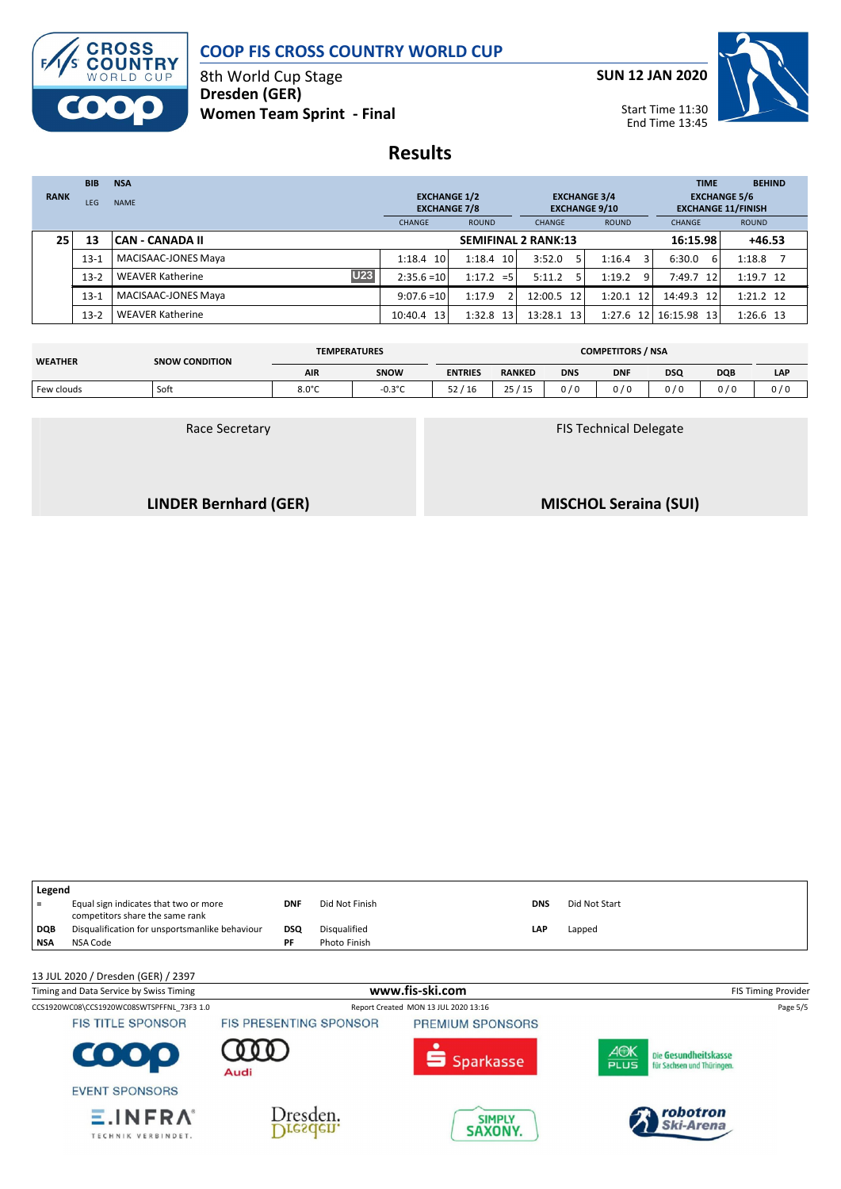# COOP FIS CROSS COUNTRY WORLD CUP

8th World Cup Stage
**Dresden (GER)**
**Women Team Sprint - Final**

**SUN 12 JAN 2020**

Start Time 11:30
End Time 13:45

## Results

| RANK | BIB / LEG | NSA / NAME | | EXCHANGE 1/2 / EXCHANGE 7/8 CHANGE | ROUND | EXCHANGE 3/4 / EXCHANGE 9/10 CHANGE | ROUND | TIME / EXCHANGE 5/6 / EXCHANGE 11/FINISH CHANGE | BEHIND / ROUND |
|---|---|---|---|---|---|---|---|---|---|
| **25** | **13** | **CAN - CANADA II** | | **SEMIFINAL 2 RANK:13** | | | | **16:15.98** | **+46.53** |
| | 13-1 | MACISAAC-JONES Maya | | 1:18.4 10 | 1:18.4 10 | 3:52.0 5 | 1:16.4 3 | 6:30.0 6 | 1:18.8 7 |
| | 13-2 | WEAVER Katherine | U23 | 2:35.6 =10 | 1:17.2 =5 | 5:11.2 5 | 1:19.2 9 | 7:49.7 12 | 1:19.7 12 |
| | 13-1 | MACISAAC-JONES Maya | | 9:07.6 =10 | 1:17.9 2 | 12:00.5 12 | 1:20.1 12 | 14:49.3 12 | 1:21.2 12 |
| | 13-2 | WEAVER Katherine | | 10:40.4 13 | 1:32.8 13 | 13:28.1 13 | 1:27.6 12 | 16:15.98 13 | 1:26.6 13 |

| WEATHER | SNOW CONDITION | TEMPERATURES AIR | TEMPERATURES SNOW | ENTRIES | RANKED | DNS | DNF | DSQ | DQB | LAP |
|---|---|---|---|---|---|---|---|---|---|---|
| Few clouds | Soft | 8.0°C | -0.3°C | 52 / 16 | 25 / 15 | 0 / 0 | 0 / 0 | 0 / 0 | 0 / 0 | 0 / 0 |

| Race Secretary | FIS Technical Delegate |
|---|---|
| **LINDER Bernhard (GER)** | **MISCHOL Seraina (SUI)** |

**Legend**

| | | | | | |
|---|---|---|---|---|---|
| = | Equal sign indicates that two or more competitors share the same rank | DNF | Did Not Finish | DNS | Did Not Start |
| DQB | Disqualification for unsportsmanlike behaviour | DSQ | Disqualified | LAP | Lapped |
| NSA | NSA Code | PF | Photo Finish | | |

13 JUL 2020 / Dresden (GER) / 2397
Timing and Data Service by Swiss Timing
www.fis-ski.com
FIS Timing Provider
CCS1920WC08\CCS1920WC08SWTSPFFNL_73F3 1.0
Report Created MON 13 JUL 2020 13:16

FIS TITLE SPONSOR FIS PRESENTING SPONSOR PREMIUM SPONSORS

EVENT SPONSORS